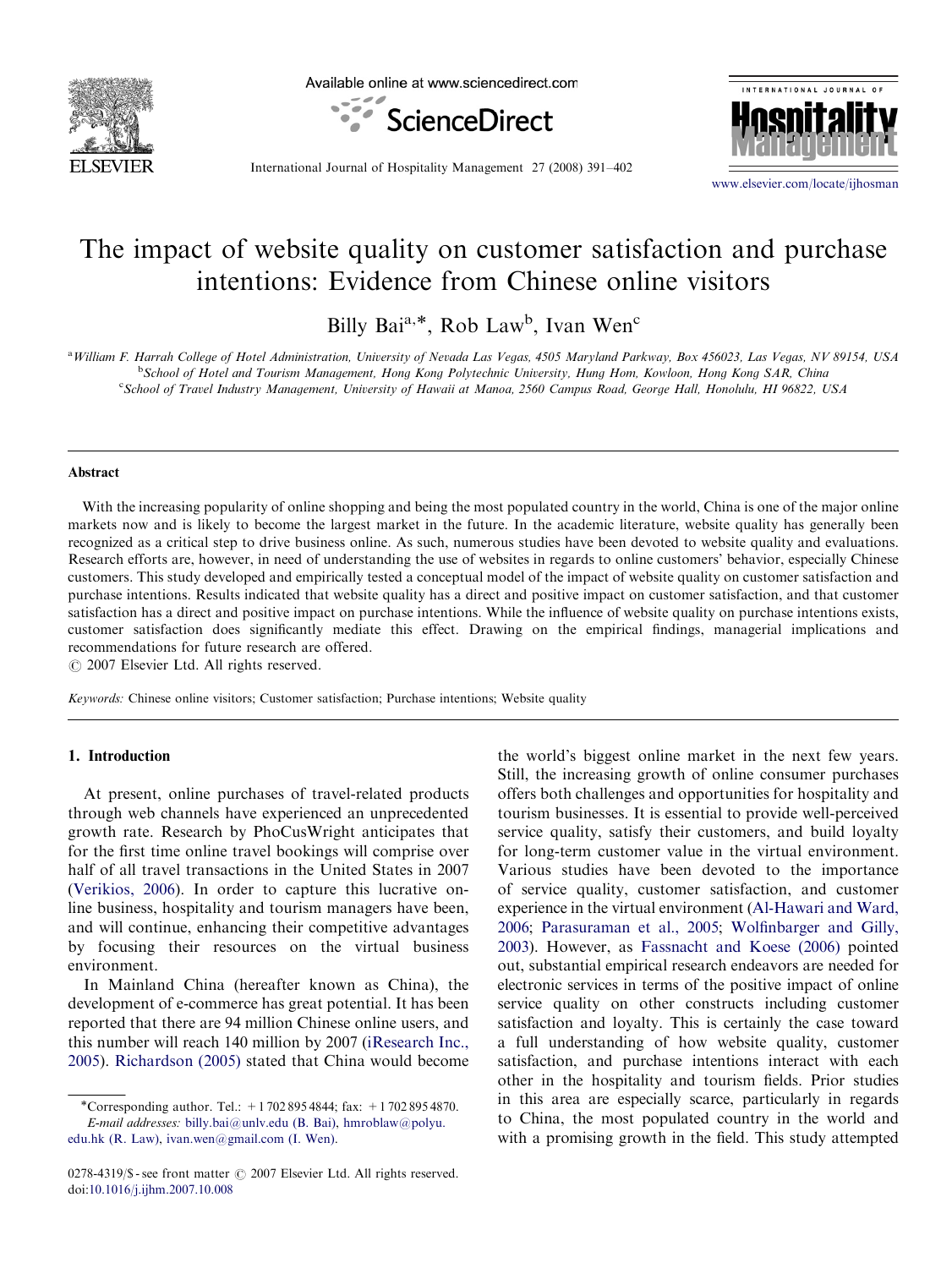# The impact of website quality on customer satisfaction and purchase intentions: Evidence from Chinese online visitors

Billy Bai[a,*], Rob Law[b], Ivan Wen[c]

[a] William F. Harrah College of Hotel Administration, University of Nevada Las Vegas, 4505 Maryland Parkway, Box 456023, Las Vegas, NV 89154, USA
[b] School of Hotel and Tourism Management, Hong Kong Polytechnic University, Hung Hom, Kowloon, Hong Kong SAR, China
[c] School of Travel Industry Management, University of Hawaii at Manoa, 2560 Campus Road, George Hall, Honolulu, HI 96822, USA

## Abstract

With the increasing popularity of online shopping and being the most populated country in the world, China is one of the major online markets now and is likely to become the largest market in the future. In the academic literature, website quality has generally been recognized as a critical step to drive business online. As such, numerous studies have been devoted to website quality and evaluations. Research efforts are, however, in need of understanding the use of websites in regards to online customers' behavior, especially Chinese customers. This study developed and empirically tested a conceptual model of the impact of website quality on customer satisfaction and purchase intentions. Results indicated that website quality has a direct and positive impact on customer satisfaction, and that customer satisfaction has a direct and positive impact on purchase intentions. While the influence of website quality on purchase intentions exists, customer satisfaction does significantly mediate this effect. Drawing on the empirical findings, managerial implications and recommendations for future research are offered.

© 2007 Elsevier Ltd. All rights reserved.

*Keywords:* Chinese online visitors; Customer satisfaction; Purchase intentions; Website quality

## 1. Introduction

At present, online purchases of travel-related products through web channels have experienced an unprecedented growth rate. Research by PhoCusWright anticipates that for the first time online travel bookings will comprise over half of all travel transactions in the United States in 2007 (Verikios, 2006). In order to capture this lucrative online business, hospitality and tourism managers have been, and will continue, enhancing their competitive advantages by focusing their resources on the virtual business environment.

In Mainland China (hereafter known as China), the development of e-commerce has great potential. It has been reported that there are 94 million Chinese online users, and this number will reach 140 million by 2007 (iResearch Inc., 2005). Richardson (2005) stated that China would become the world's biggest online market in the next few years. Still, the increasing growth of online consumer purchases offers both challenges and opportunities for hospitality and tourism businesses. It is essential to provide well-perceived service quality, satisfy their customers, and build loyalty for long-term customer value in the virtual environment. Various studies have been devoted to the importance of service quality, customer satisfaction, and customer experience in the virtual environment (Al-Hawari and Ward, 2006; Parasuraman et al., 2005; Wolfinbarger and Gilly, 2003). However, as Fassnacht and Koese (2006) pointed out, substantial empirical research endeavors are needed for electronic services in terms of the positive impact of online service quality on other constructs including customer satisfaction and loyalty. This is certainly the case toward a full understanding of how website quality, customer satisfaction, and purchase intentions interact with each other in the hospitality and tourism fields. Prior studies in this area are especially scarce, particularly in regards to China, the most populated country in the world and with a promising growth in the field. This study attempted

*Corresponding author. Tel.: +1 702 895 4844; fax: +1 702 895 4870.
*E-mail addresses:* billy.bai@unlv.edu (B. Bai), hmroblaw@polyu.edu.hk (R. Law), ivan.wen@gmail.com (I. Wen).

0278-4319/$ - see front matter © 2007 Elsevier Ltd. All rights reserved.
doi:10.1016/j.ijhm.2007.10.008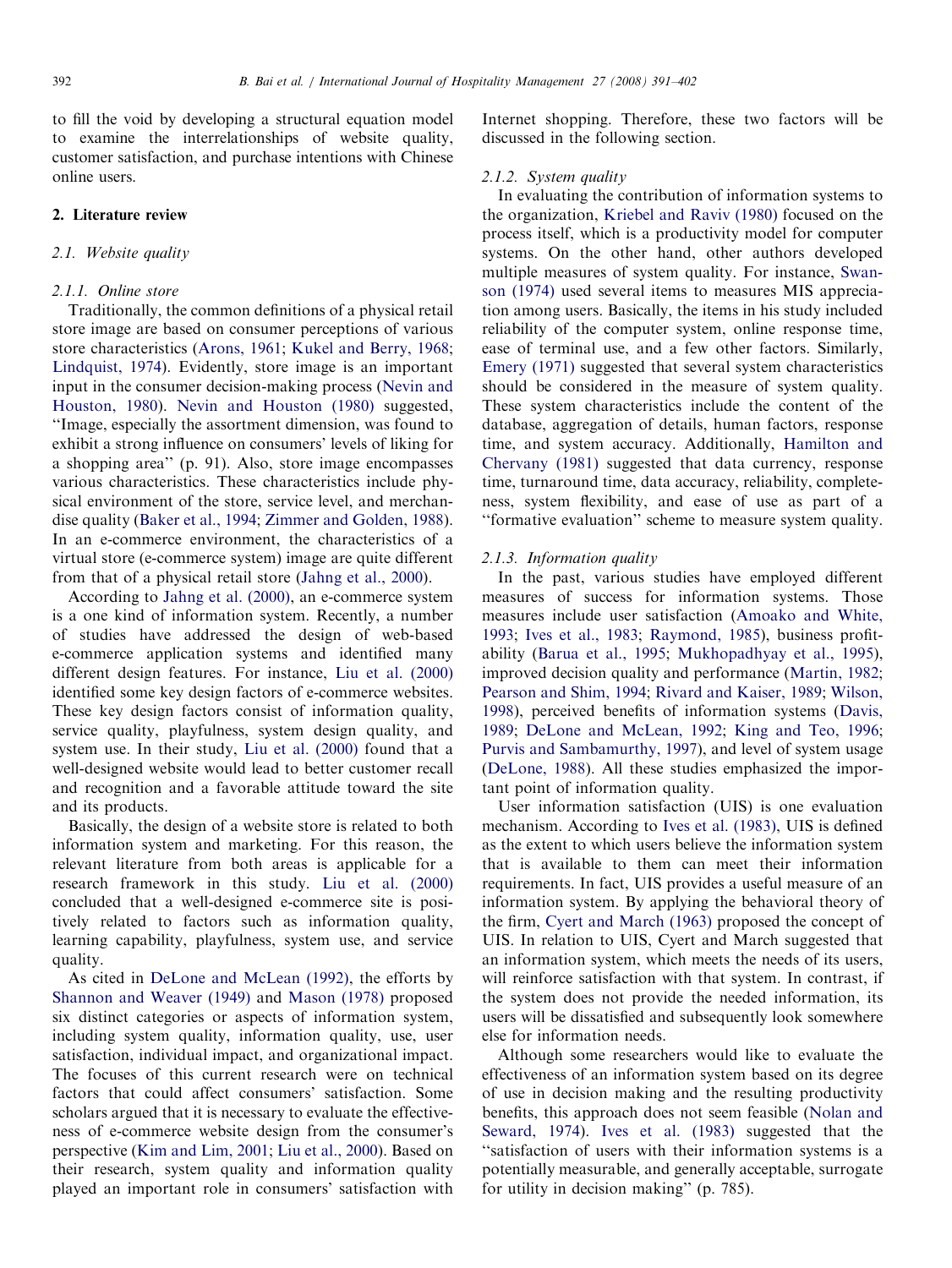to fill the void by developing a structural equation model to examine the interrelationships of website quality, customer satisfaction, and purchase intentions with Chinese online users.

## 2. Literature review

### 2.1. Website quality

#### 2.1.1. Online store

Traditionally, the common definitions of a physical retail store image are based on consumer perceptions of various store characteristics (Arons, 1961; Kukel and Berry, 1968; Lindquist, 1974). Evidently, store image is an important input in the consumer decision-making process (Nevin and Houston, 1980). Nevin and Houston (1980) suggested, "Image, especially the assortment dimension, was found to exhibit a strong influence on consumers' levels of liking for a shopping area" (p. 91). Also, store image encompasses various characteristics. These characteristics include physical environment of the store, service level, and merchandise quality (Baker et al., 1994; Zimmer and Golden, 1988). In an e-commerce environment, the characteristics of a virtual store (e-commerce system) image are quite different from that of a physical retail store (Jahng et al., 2000).

According to Jahng et al. (2000), an e-commerce system is a one kind of information system. Recently, a number of studies have addressed the design of web-based e-commerce application systems and identified many different design features. For instance, Liu et al. (2000) identified some key design factors of e-commerce websites. These key design factors consist of information quality, service quality, playfulness, system design quality, and system use. In their study, Liu et al. (2000) found that a well-designed website would lead to better customer recall and recognition and a favorable attitude toward the site and its products.

Basically, the design of a website store is related to both information system and marketing. For this reason, the relevant literature from both areas is applicable for a research framework in this study. Liu et al. (2000) concluded that a well-designed e-commerce site is positively related to factors such as information quality, learning capability, playfulness, system use, and service quality.

As cited in DeLone and McLean (1992), the efforts by Shannon and Weaver (1949) and Mason (1978) proposed six distinct categories or aspects of information system, including system quality, information quality, use, user satisfaction, individual impact, and organizational impact. The focuses of this current research were on technical factors that could affect consumers' satisfaction. Some scholars argued that it is necessary to evaluate the effectiveness of e-commerce website design from the consumer's perspective (Kim and Lim, 2001; Liu et al., 2000). Based on their research, system quality and information quality played an important role in consumers' satisfaction with Internet shopping. Therefore, these two factors will be discussed in the following section.

#### 2.1.2. System quality

In evaluating the contribution of information systems to the organization, Kriebel and Raviv (1980) focused on the process itself, which is a productivity model for computer systems. On the other hand, other authors developed multiple measures of system quality. For instance, Swanson (1974) used several items to measures MIS appreciation among users. Basically, the items in his study included reliability of the computer system, online response time, ease of terminal use, and a few other factors. Similarly, Emery (1971) suggested that several system characteristics should be considered in the measure of system quality. These system characteristics include the content of the database, aggregation of details, human factors, response time, and system accuracy. Additionally, Hamilton and Chervany (1981) suggested that data currency, response time, turnaround time, data accuracy, reliability, completeness, system flexibility, and ease of use as part of a "formative evaluation" scheme to measure system quality.

#### 2.1.3. Information quality

In the past, various studies have employed different measures of success for information systems. Those measures include user satisfaction (Amoako and White, 1993; Ives et al., 1983; Raymond, 1985), business profitability (Barua et al., 1995; Mukhopadhyay et al., 1995), improved decision quality and performance (Martin, 1982; Pearson and Shim, 1994; Rivard and Kaiser, 1989; Wilson, 1998), perceived benefits of information systems (Davis, 1989; DeLone and McLean, 1992; King and Teo, 1996; Purvis and Sambamurthy, 1997), and level of system usage (DeLone, 1988). All these studies emphasized the important point of information quality.

User information satisfaction (UIS) is one evaluation mechanism. According to Ives et al. (1983), UIS is defined as the extent to which users believe the information system that is available to them can meet their information requirements. In fact, UIS provides a useful measure of an information system. By applying the behavioral theory of the firm, Cyert and March (1963) proposed the concept of UIS. In relation to UIS, Cyert and March suggested that an information system, which meets the needs of its users, will reinforce satisfaction with that system. In contrast, if the system does not provide the needed information, its users will be dissatisfied and subsequently look somewhere else for information needs.

Although some researchers would like to evaluate the effectiveness of an information system based on its degree of use in decision making and the resulting productivity benefits, this approach does not seem feasible (Nolan and Seward, 1974). Ives et al. (1983) suggested that the "satisfaction of users with their information systems is a potentially measurable, and generally acceptable, surrogate for utility in decision making" (p. 785).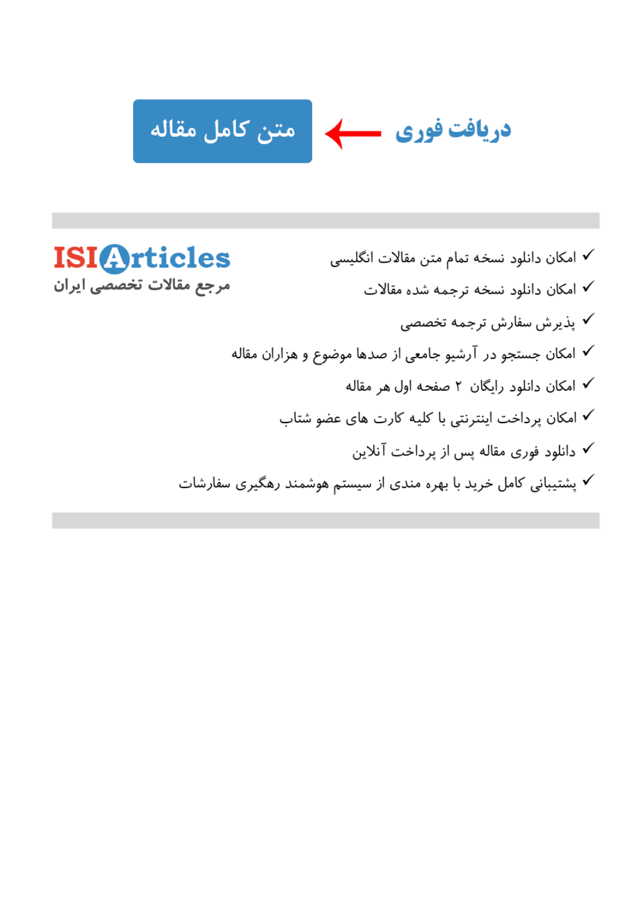دریافت فوری ← **متن کامل مقاله**

**ISIArticles**
مرجع مقالات تخصصی ایران

- ✓ امکان دانلود نسخه تمام متن مقالات انگلیسی
- ✓ امکان دانلود نسخه ترجمه شده مقالات
- ✓ پذیرش سفارش ترجمه تخصصی
- ✓ امکان جستجو در آرشیو جامعی از صدها موضوع و هزاران مقاله
- ✓ امکان دانلود رایگان ۲ صفحه اول هر مقاله
- ✓ امکان پرداخت اینترنتی با کلیه کارت های عضو شتاب
- ✓ دانلود فوری مقاله پس از پرداخت آنلاین
- ✓ پشتیبانی کامل خرید با بهره مندی از سیستم هوشمند رهگیری سفارشات